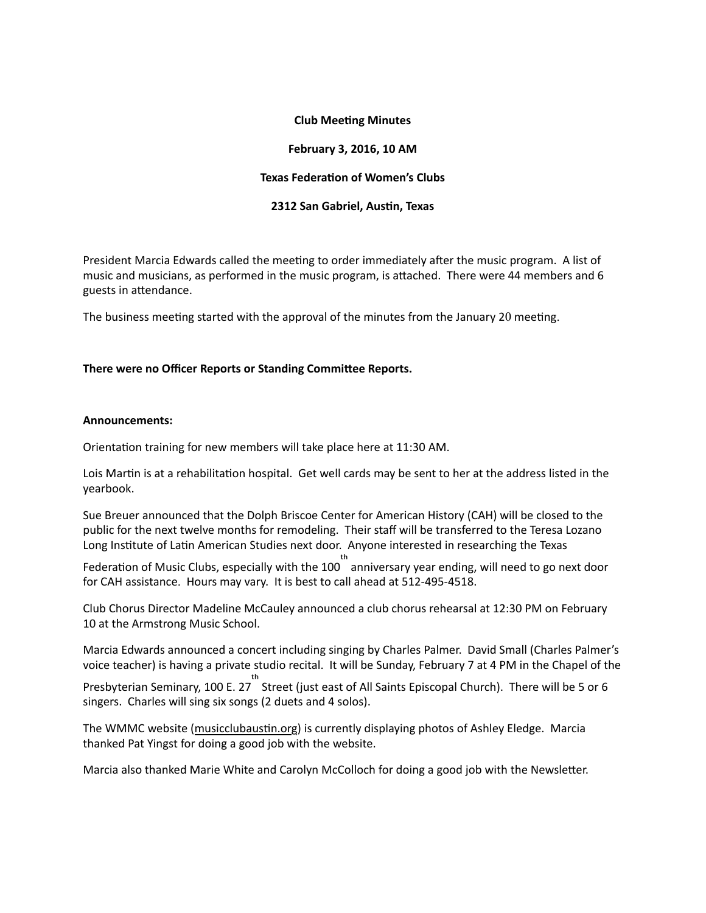**Club Meeting Minutes**

**February 3, 2016, 10 AM**

**Texas Federation of Women's Clubs**

**2312 San Gabriel, Austin, Texas**

President Marcia Edwards called the meeting to order immediately after the music program. A list of music and musicians, as performed in the music program, is attached. There were 44 members and 6 guests in attendance.

The business meeting started with the approval of the minutes from the January 20 meeting.

**There were no Officer Reports or Standing Committee Reports.**

**Announcements:**

Orientation training for new members will take place here at 11:30 AM.

Lois Martin is at a rehabilitation hospital. Get well cards may be sent to her at the address listed in the yearbook.

Sue Breuer announced that the Dolph Briscoe Center for American History (CAH) will be closed to the public for the next twelve months for remodeling. Their staff will be transferred to the Teresa Lozano Long Institute of Latin American Studies next door. Anyone interested in researching the Texas Federation of Music Clubs, especially with the 100th anniversary year ending, will need to go next door for CAH assistance. Hours may vary. It is best to call ahead at 512-495-4518.

Club Chorus Director Madeline McCauley announced a club chorus rehearsal at 12:30 PM on February 10 at the Armstrong Music School.

Marcia Edwards announced a concert including singing by Charles Palmer. David Small (Charles Palmer's voice teacher) is having a private studio recital. It will be Sunday, February 7 at 4 PM in the Chapel of the Presbyterian Seminary, 100 E. 27th Street (just east of All Saints Episcopal Church). There will be 5 or 6 singers. Charles will sing six songs (2 duets and 4 solos).

The WMMC website (musicclubaustin.org) is currently displaying photos of Ashley Eledge. Marcia thanked Pat Yingst for doing a good job with the website.

Marcia also thanked Marie White and Carolyn McColloch for doing a good job with the Newsletter.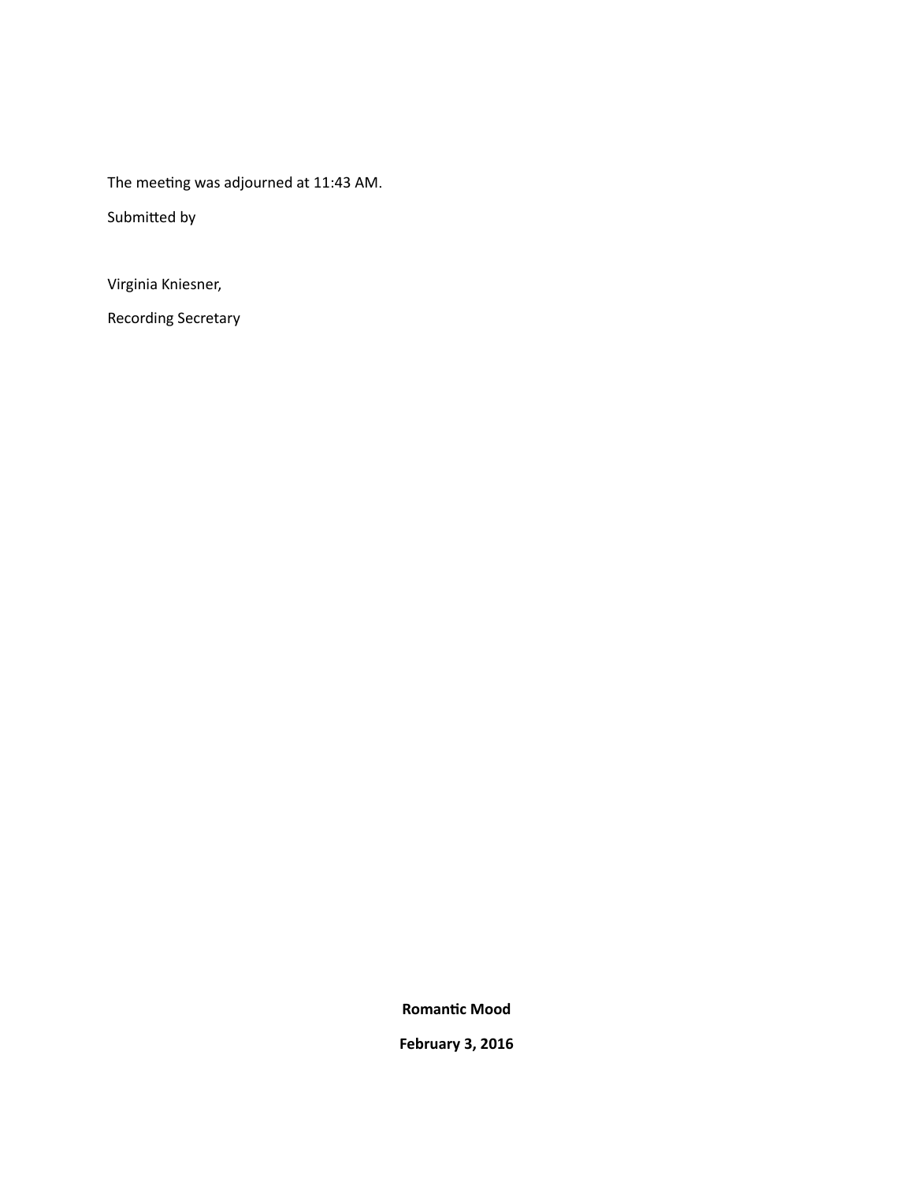The meeting was adjourned at 11:43 AM.

Submitted by

Virginia Kniesner,

Recording Secretary

**Romantic Mood**

**February 3, 2016**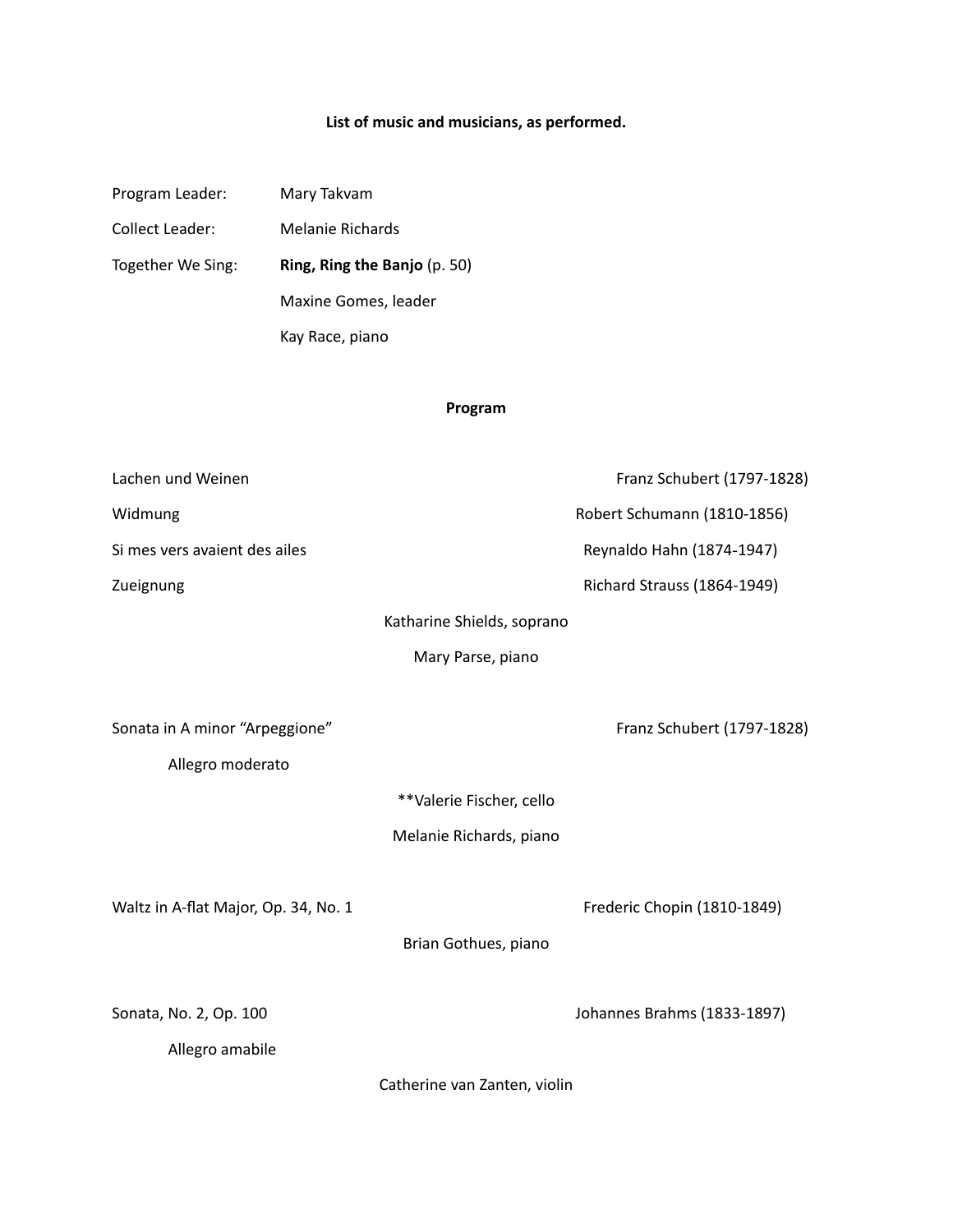**List of music and musicians, as performed.**

Program Leader: Mary Takvam

Collect Leader: Melanie Richards

Together We Sing: **Ring, Ring the Banjo** (p. 50)

Maxine Gomes, leader

Kay Race, piano

**Program**

Lachen und Weinen — Franz Schubert (1797-1828)

Widmung — Robert Schumann (1810-1856)

Si mes vers avaient des ailes — Reynaldo Hahn (1874-1947)

Zueignung — Richard Strauss (1864-1949)

Katharine Shields, soprano

Mary Parse, piano

Sonata in A minor "Arpeggione" — Franz Schubert (1797-1828)

Allegro moderato

**Valerie Fischer, cello

Melanie Richards, piano

Waltz in A-flat Major, Op. 34, No. 1 — Frederic Chopin (1810-1849)

Brian Gothues, piano

Sonata, No. 2, Op. 100 — Johannes Brahms (1833-1897)

Allegro amabile

Catherine van Zanten, violin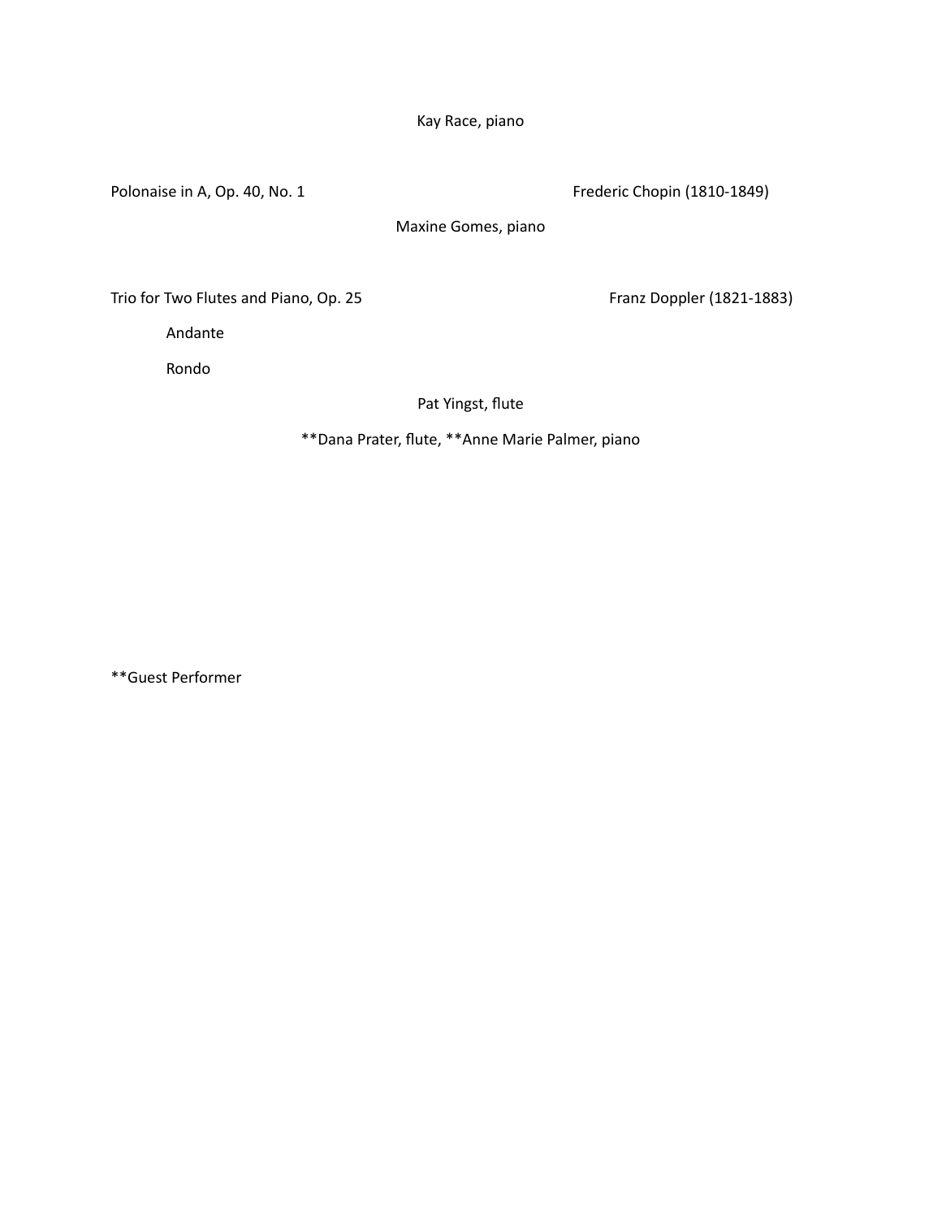Kay Race, piano

Polonaise in A, Op. 40, No. 1 — Frederic Chopin (1810-1849)

Maxine Gomes, piano

Trio for Two Flutes and Piano, Op. 25 — Franz Doppler (1821-1883)

Andante

Rondo

Pat Yingst, flute

**Dana Prater, flute, **Anne Marie Palmer, piano

**Guest Performer